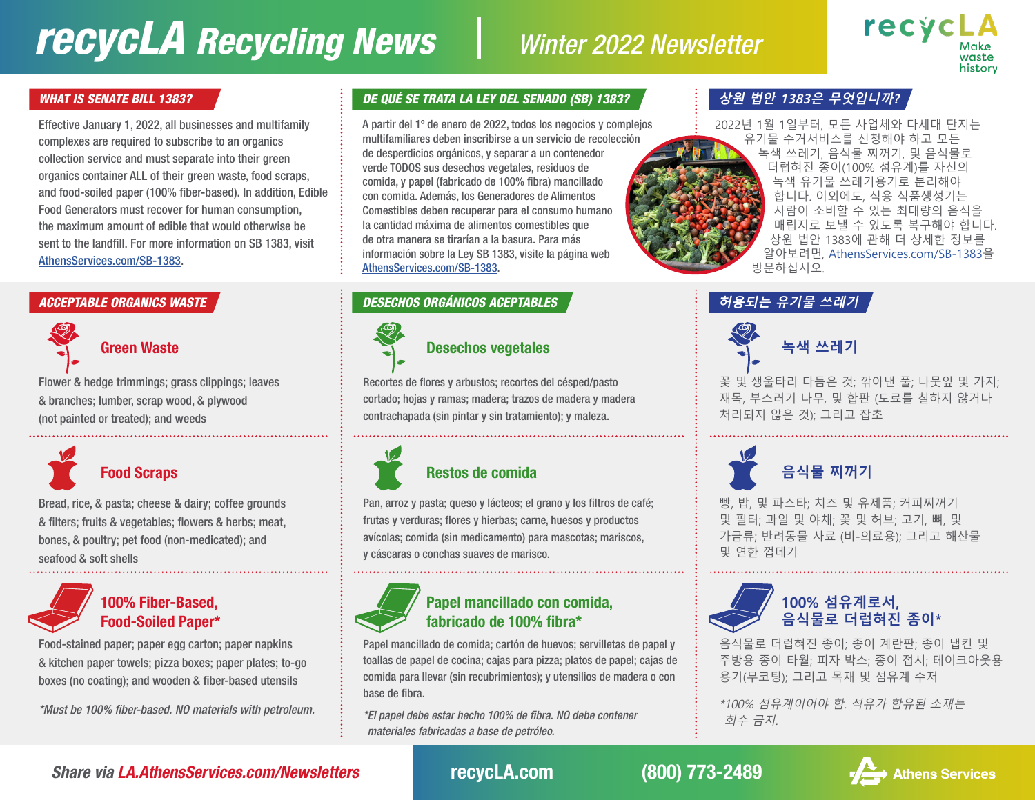# recycLA Recycling News | Winter 2022 Newsletter

recycLA Make waste history

## WHAT IS SENATE BILL 1383?

Effective January 1, 2022, all businesses and multifamily complexes are required to subscribe to an organics collection service and must separate into their green organics container ALL of their green waste, food scraps, and food-soiled paper (100% fiber-based). In addition, Edible Food Generators must recover for human consumption, the maximum amount of edible that would otherwise be sent to the landfill. For more information on SB 1383, visit AthensServices.com/SB-1383.

## DE QUÉ SE TRATA LA LEY DEL SENADO (SB) 1383?

A partir del 1º de enero de 2022, todos los negocios y complejos multifamiliares deben inscribirse a un servicio de recolección de desperdicios orgánicos, y separar a un contenedor verde TODOS sus desechos vegetales, residuos de comida, y papel (fabricado de 100% fibra) mancillado con comida. Además, los Generadores de Alimentos Comestibles deben recuperar para el consumo humano la cantidad máxima de alimentos comestibles que de otra manera se tirarían a la basura. Para más información sobre la Ley SB 1383, visite la página web AthensServices.com/SB-1383.

## 상원 법안 1383은 무엇입니까?

2022년 1월 1일부터, 모든 사업체와 다세대 단지는 유기물 수거서비스를 신청해야 하고 모든 녹색 쓰레기, 음식물 찌꺼기, 및 음식물로 더럽혀진 종이(100% 섬유계)를 자신의 녹색 유기물 쓰레기용기로 분리해야 합니다. 이외에도, 식용 식품생성기는 사람이 소비할 수 있는 최대량의 음식을 매립지로 보낼 수 있도록 복구해야 합니다. 상원 법안 1383에 관해 더 상세한 정보를 알아보려면, AthensServices.com/SB-1383을 방문하십시오.

## ACCEPTABLE ORGANICS WASTE

### Green Waste

Flower & hedge trimmings; grass clippings; leaves & branches; lumber, scrap wood, & plywood (not painted or treated); and weeds

### Food Scraps

Bread, rice, & pasta; cheese & dairy; coffee grounds & filters; fruits & vegetables; flowers & herbs; meat, bones, & poultry; pet food (non-medicated); and seafood & soft shells

### 100% Fiber-Based, Food-Soiled Paper*

Food-stained paper; paper egg carton; paper napkins & kitchen paper towels; pizza boxes; paper plates; to-go boxes (no coating); and wooden & fiber-based utensils

*Must be 100% fiber-based. NO materials with petroleum.*

## DESECHOS ORGÁNICOS ACEPTABLES

### Desechos vegetales

Recortes de flores y arbustos; recortes del césped/pasto cortado; hojas y ramas; madera; trazos de madera y madera contrachapada (sin pintar y sin tratamiento); y maleza.

### Restos de comida

Pan, arroz y pasta; queso y lácteos; el grano y los filtros de café; frutas y verduras; flores y hierbas; carne, huesos y productos avícolas; comida (sin medicamento) para mascotas; mariscos, y cáscaras o conchas suaves de marisco.

### Papel mancillado con comida, fabricado de 100% fibra*

Papel mancillado de comida; cartón de huevos; servilletas de papel y toallas de papel de cocina; cajas para pizza; platos de papel; cajas de comida para llevar (sin recubrimientos); y utensilios de madera o con base de fibra.

*El papel debe estar hecho 100% de fibra. NO debe contener materiales fabricadas a base de petróleo.*

## 허용되는 유기물 쓰레기

### 녹색 쓰레기

꽃 및 생울타리 다듬은 것; 깎아낸 풀; 나뭇잎 및 가지; 재목, 부스러기 나무, 및 합판 (도료를 칠하지 않거나 처리되지 않은 것); 그리고 잡초

### 음식물 찌꺼기

빵, 밥, 및 파스타; 치즈 및 유제품; 커피찌꺼기 및 필터; 과일 및 야채; 꽃 및 허브; 고기, 뼈, 및 가금류; 반려동물 사료 (비-의료용); 그리고 해산물 및 연한 껍데기

### 100% 섬유계로서, 음식물로 더럽혀진 종이*

음식물로 더럽혀진 종이; 종이 계란판; 종이 냅킨 및 주방용 종이 타월; 피자 박스; 종이 접시; 테이크아웃용 용기(무코팅); 그리고 목재 및 섬유계 수저

*100% 섬유계이어야 함. 석유가 함유된 소재는 회수 금지.*

Share via LA.AthensServices.com/Newsletters | recycLA.com | (800) 773-2489 | Athens Services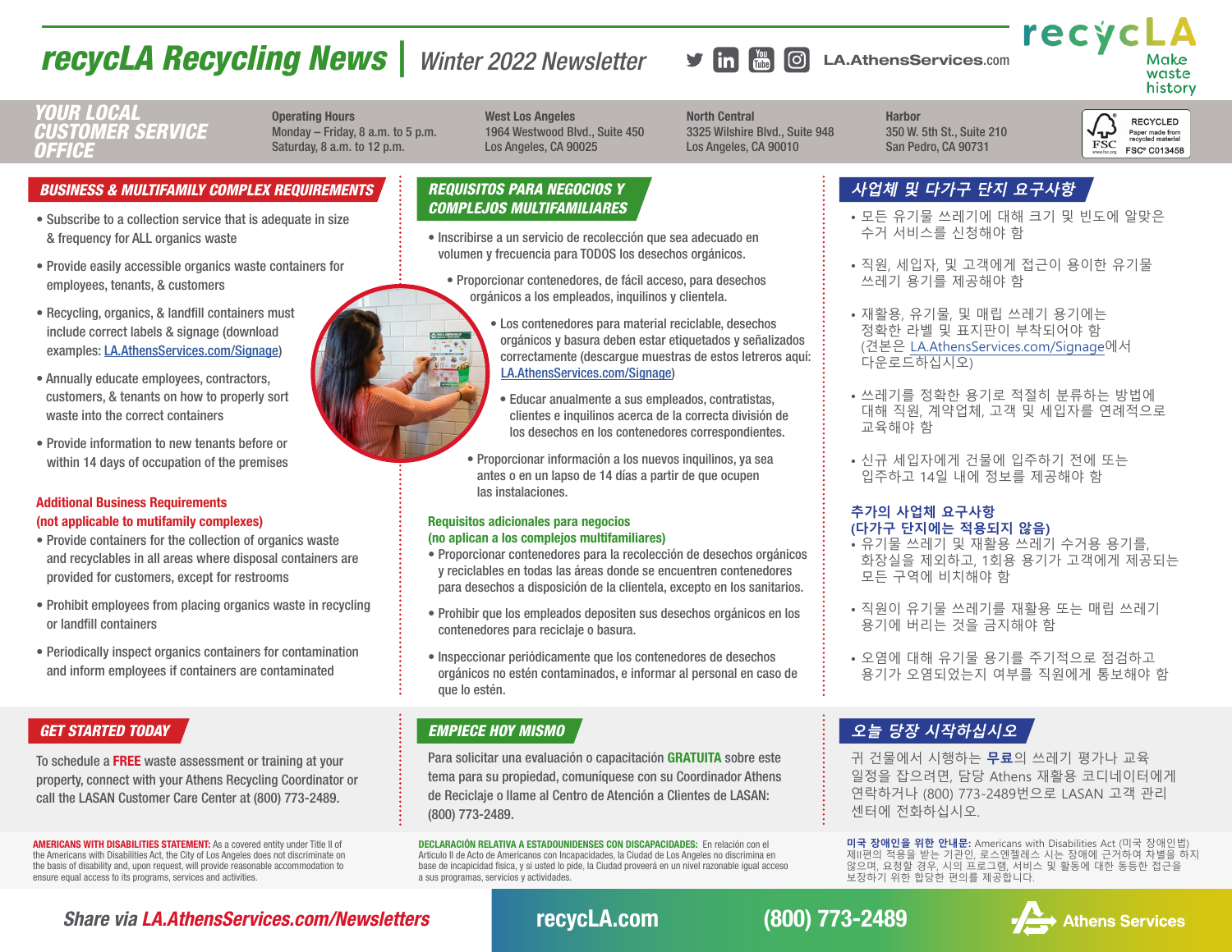# recycLA Recycling News | Winter 2022 Newsletter

LA.AthensServices.com

recycLA Make waste history

## YOUR LOCAL CUSTOMER SERVICE OFFICE

**Operating Hours**
Monday – Friday, 8 a.m. to 5 p.m.
Saturday, 8 a.m. to 12 p.m.

**West Los Angeles**
1964 Westwood Blvd., Suite 450
Los Angeles, CA 90025

**North Central**
3325 Wilshire Blvd., Suite 948
Los Angeles, CA 90010

**Harbor**
350 W. 5th St., Suite 210
San Pedro, CA 90731

RECYCLED Paper made from recycled material FSC® C013458

## BUSINESS & MULTIFAMILY COMPLEX REQUIREMENTS

- Subscribe to a collection service that is adequate in size & frequency for ALL organics waste
- Provide easily accessible organics waste containers for employees, tenants, & customers
- Recycling, organics, & landfill containers must include correct labels & signage (download examples: LA.AthensServices.com/Signage)
- Annually educate employees, contractors, customers, & tenants on how to properly sort waste into the correct containers
- Provide information to new tenants before or within 14 days of occupation of the premises

**Additional Business Requirements (not applicable to mutifamily complexes)**

- Provide containers for the collection of organics waste and recyclables in all areas where disposal containers are provided for customers, except for restrooms
- Prohibit employees from placing organics waste in recycling or landfill containers
- Periodically inspect organics containers for contamination and inform employees if containers are contaminated

## REQUISITOS PARA NEGOCIOS Y COMPLEJOS MULTIFAMILIARES

- Inscribirse a un servicio de recolección que sea adecuado en volumen y frecuencia para TODOS los desechos orgánicos.
- Proporcionar contenedores, de fácil acceso, para desechos orgánicos a los empleados, inquilinos y clientela.
- Los contenedores para material reciclable, desechos orgánicos y basura deben estar etiquetados y señalizados correctamente (descargue muestras de estos letreros aquí: LA.AthensServices.com/Signage)
- Educar anualmente a sus empleados, contratistas, clientes e inquilinos acerca de la correcta división de los desechos en los contenedores correspondientes.
- Proporcionar información a los nuevos inquilinos, ya sea antes o en un lapso de 14 días a partir de que ocupen las instalaciones.

**Requisitos adicionales para negocios (no aplican a los complejos multifamiliares)**

- Proporcionar contenedores para la recolección de desechos orgánicos y reciclables en todas las áreas donde se encuentren contenedores para desechos a disposición de la clientela, excepto en los sanitarios.
- Prohibir que los empleados depositen sus desechos orgánicos en los contenedores para reciclaje o basura.
- Inspeccionar periódicamente que los contenedores de desechos orgánicos no estén contaminados, e informar al personal en caso de que lo estén.

## 사업체 및 다가구 단지 요구사항

- 모든 유기물 쓰레기에 대해 크기 및 빈도에 알맞은 수거 서비스를 신청해야 함
- 직원, 세입자, 및 고객에게 접근이 용이한 유기물 쓰레기 용기를 제공해야 함
- 재활용, 유기물, 및 매립 쓰레기 용기에는 정확한 라벨 및 표지판이 부착되어야 함 (견본은 LA.AthensServices.com/Signage에서 다운로드하십시오)
- 쓰레기를 정확한 용기로 적절히 분류하는 방법에 대해 직원, 계약업체, 고객 및 세입자를 연례적으로 교육해야 함
- 신규 세입자에게 건물에 입주하기 전에 또는 입주하고 14일 내에 정보를 제공해야 함

**추가의 사업체 요구사항 (다가구 단지에는 적용되지 않음)**

- 유기물 쓰레기 및 재활용 쓰레기 수거용 용기를, 화장실을 제외하고, 1회용 용기가 고객에게 제공되는 모든 구역에 비치해야 함
- 직원이 유기물 쓰레기를 재활용 또는 매립 쓰레기 용기에 버리는 것을 금지해야 함
- 오염에 대해 유기물 용기를 주기적으로 점검하고 용기가 오염되었는지 여부를 직원에게 통보해야 함

## GET STARTED TODAY

To schedule a **FREE** waste assessment or training at your property, connect with your Athens Recycling Coordinator or call the LASAN Customer Care Center at (800) 773-2489.

## EMPIECE HOY MISMO

Para solicitar una evaluación o capacitación **GRATUITA** sobre este tema para su propiedad, comuníquese con su Coordinador Athens de Reciclaje o llame al Centro de Atención a Clientes de LASAN: (800) 773-2489.

## 오늘 당장 시작하십시오

귀 건물에서 시행하는 **무료**의 쓰레기 평가나 교육 일정을 잡으려면, 담당 Athens 재활용 코디네이터에게 연락하거나 (800) 773-2489번으로 LASAN 고객 관리 센터에 전화하십시오.

**AMERICANS WITH DISABILITIES STATEMENT:** As a covered entity under Title II of the Americans with Disabilities Act, the City of Los Angeles does not discriminate on the basis of disability and, upon request, will provide reasonable accommodation to ensure equal access to its programs, services and activities.

**DECLARACIÓN RELATIVA A ESTADOUNIDENSES CON DISCAPACIDADES:** En relación con el Articulo II de Acto de Americanos con Incapacidades, la Ciudad de Los Angeles no discrimina en base de incapacidad física, y si usted lo pide, la Ciudad proveerá en un nivel razonable igual acceso a sus programas, servicios y actividades.

**미국 장애인을 위한 안내문:** Americans with Disabilities Act (미국 장애인법) 제II편의 적용을 받는 기관인, 로스엔젤레스 시는 장애에 근거하여 차별을 하지 않으며, 요청할 경우, 시의 프로그램, 서비스 및 활동에 대한 동등한 접근을 보장하기 위한 합당한 편의를 제공합니다.

Share via LA.AthensServices.com/Newsletters

recycLA.com

(800) 773-2489

Athens Services